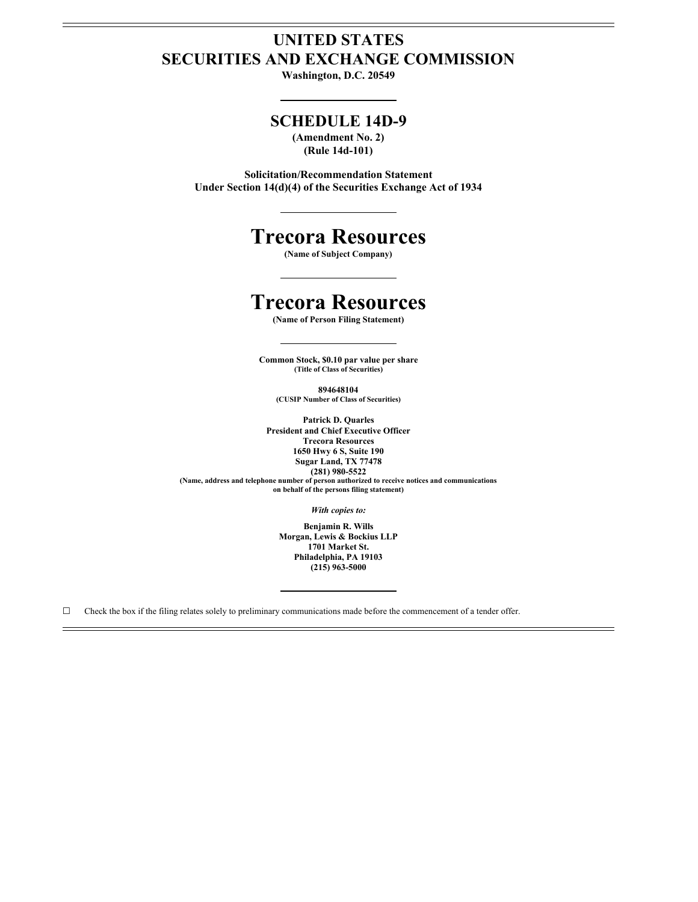# UNITED STATES
# SECURITIES AND EXCHANGE COMMISSION

**Washington, D.C. 20549**

---

## SCHEDULE 14D-9

**(Amendment No. 2)**
**(Rule 14d-101)**

**Solicitation/Recommendation Statement**
**Under Section 14(d)(4) of the Securities Exchange Act of 1934**

---

# Trecora Resources

**(Name of Subject Company)**

---

# Trecora Resources

**(Name of Person Filing Statement)**

---

**Common Stock, $0.10 par value per share**
**(Title of Class of Securities)**

**894648104**
**(CUSIP Number of Class of Securities)**

**Patrick D. Quarles**
**President and Chief Executive Officer**
**Trecora Resources**
**1650 Hwy 6 S, Suite 190**
**Sugar Land, TX 77478**
**(281) 980-5522**
**(Name, address and telephone number of person authorized to receive notices and communications on behalf of the persons filing statement)**

***With copies to:***

**Benjamin R. Wills**
**Morgan, Lewis & Bockius LLP**
**1701 Market St.**
**Philadelphia, PA 19103**
**(215) 963-5000**

---

☐ Check the box if the filing relates solely to preliminary communications made before the commencement of a tender offer.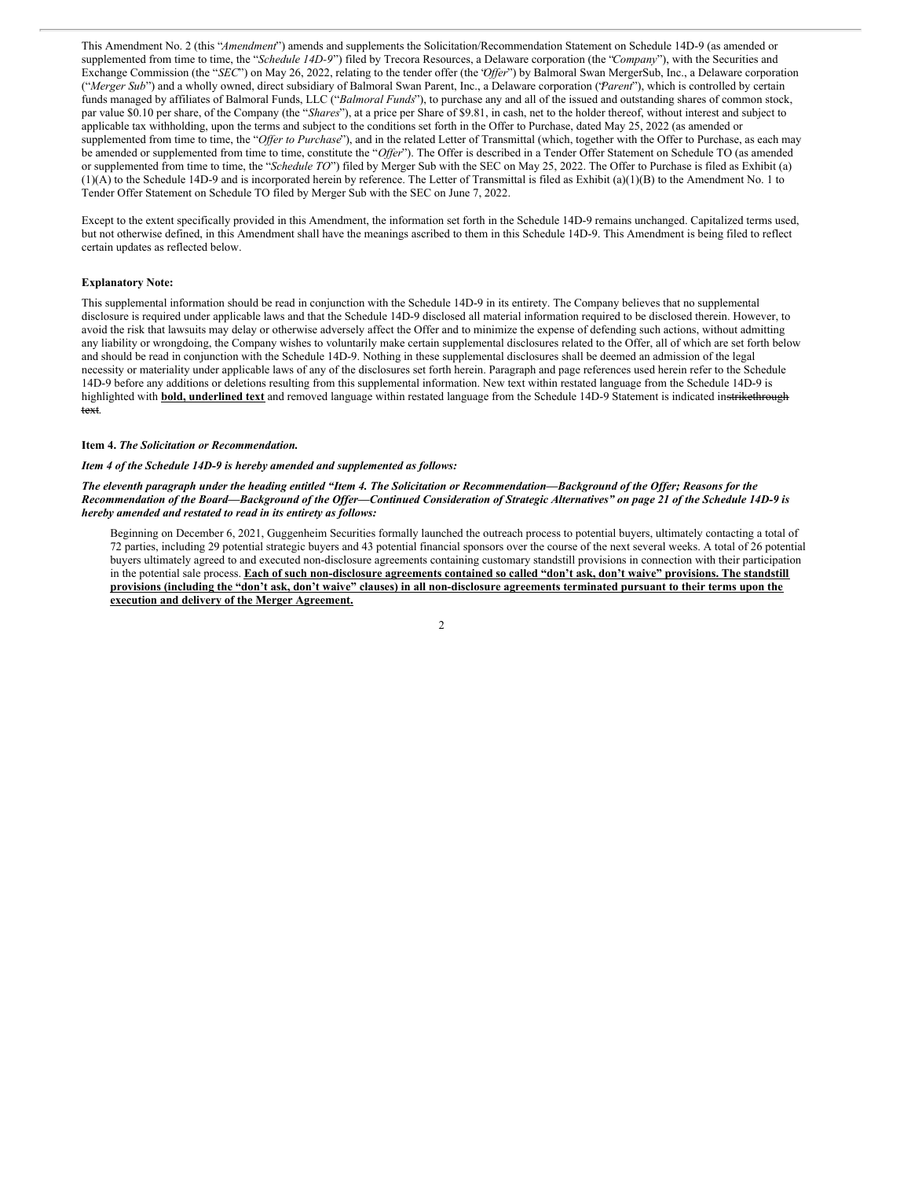This Amendment No. 2 (this "*Amendment*") amends and supplements the Solicitation/Recommendation Statement on Schedule 14D-9 (as amended or supplemented from time to time, the "*Schedule 14D-9*") filed by Trecora Resources, a Delaware corporation (the "*Company*"), with the Securities and Exchange Commission (the "*SEC*") on May 26, 2022, relating to the tender offer (the "*Offer*") by Balmoral Swan MergerSub, Inc., a Delaware corporation ("*Merger Sub*") and a wholly owned, direct subsidiary of Balmoral Swan Parent, Inc., a Delaware corporation ("*Parent*"), which is controlled by certain funds managed by affiliates of Balmoral Funds, LLC ("*Balmoral Funds*"), to purchase any and all of the issued and outstanding shares of common stock, par value $0.10 per share, of the Company (the "*Shares*"), at a price per Share of $9.81, in cash, net to the holder thereof, without interest and subject to applicable tax withholding, upon the terms and subject to the conditions set forth in the Offer to Purchase, dated May 25, 2022 (as amended or supplemented from time to time, the "*Offer to Purchase*"), and in the related Letter of Transmittal (which, together with the Offer to Purchase, as each may be amended or supplemented from time to time, constitute the "*Offer*"). The Offer is described in a Tender Offer Statement on Schedule TO (as amended or supplemented from time to time, the "*Schedule TO*") filed by Merger Sub with the SEC on May 25, 2022. The Offer to Purchase is filed as Exhibit (a)(1)(A) to the Schedule 14D-9 and is incorporated herein by reference. The Letter of Transmittal is filed as Exhibit (a)(1)(B) to the Amendment No. 1 to Tender Offer Statement on Schedule TO filed by Merger Sub with the SEC on June 7, 2022.

Except to the extent specifically provided in this Amendment, the information set forth in the Schedule 14D-9 remains unchanged. Capitalized terms used, but not otherwise defined, in this Amendment shall have the meanings ascribed to them in this Schedule 14D-9. This Amendment is being filed to reflect certain updates as reflected below.

**Explanatory Note:**

This supplemental information should be read in conjunction with the Schedule 14D-9 in its entirety. The Company believes that no supplemental disclosure is required under applicable laws and that the Schedule 14D-9 disclosed all material information required to be disclosed therein. However, to avoid the risk that lawsuits may delay or otherwise adversely affect the Offer and to minimize the expense of defending such actions, without admitting any liability or wrongdoing, the Company wishes to voluntarily make certain supplemental disclosures related to the Offer, all of which are set forth below and should be read in conjunction with the Schedule 14D-9. Nothing in these supplemental disclosures shall be deemed an admission of the legal necessity or materiality under applicable laws of any of the disclosures set forth herein. Paragraph and page references used herein refer to the Schedule 14D-9 before any additions or deletions resulting from this supplemental information. New text within restated language from the Schedule 14D-9 is highlighted with **<u>bold, underlined text</u>** and removed language within restated language from the Schedule 14D-9 Statement is indicated in ~~strikethrough text~~.

**Item 4.** ***The Solicitation or Recommendation.***

***Item 4 of the Schedule 14D-9 is hereby amended and supplemented as follows:***

***The eleventh paragraph under the heading entitled "Item 4. The Solicitation or Recommendation—Background of the Offer; Reasons for the Recommendation of the Board—Background of the Offer—Continued Consideration of Strategic Alternatives" on page 21 of the Schedule 14D-9 is hereby amended and restated to read in its entirety as follows:***

> Beginning on December 6, 2021, Guggenheim Securities formally launched the outreach process to potential buyers, ultimately contacting a total of 72 parties, including 29 potential strategic buyers and 43 potential financial sponsors over the course of the next several weeks. A total of 26 potential buyers ultimately agreed to and executed non-disclosure agreements containing customary standstill provisions in connection with their participation in the potential sale process. **<u>Each of such non-disclosure agreements contained so called "don't ask, don't waive" provisions. The standstill provisions (including the "don't ask, don't waive" clauses) in all non-disclosure agreements terminated pursuant to their terms upon the execution and delivery of the Merger Agreement.</u>**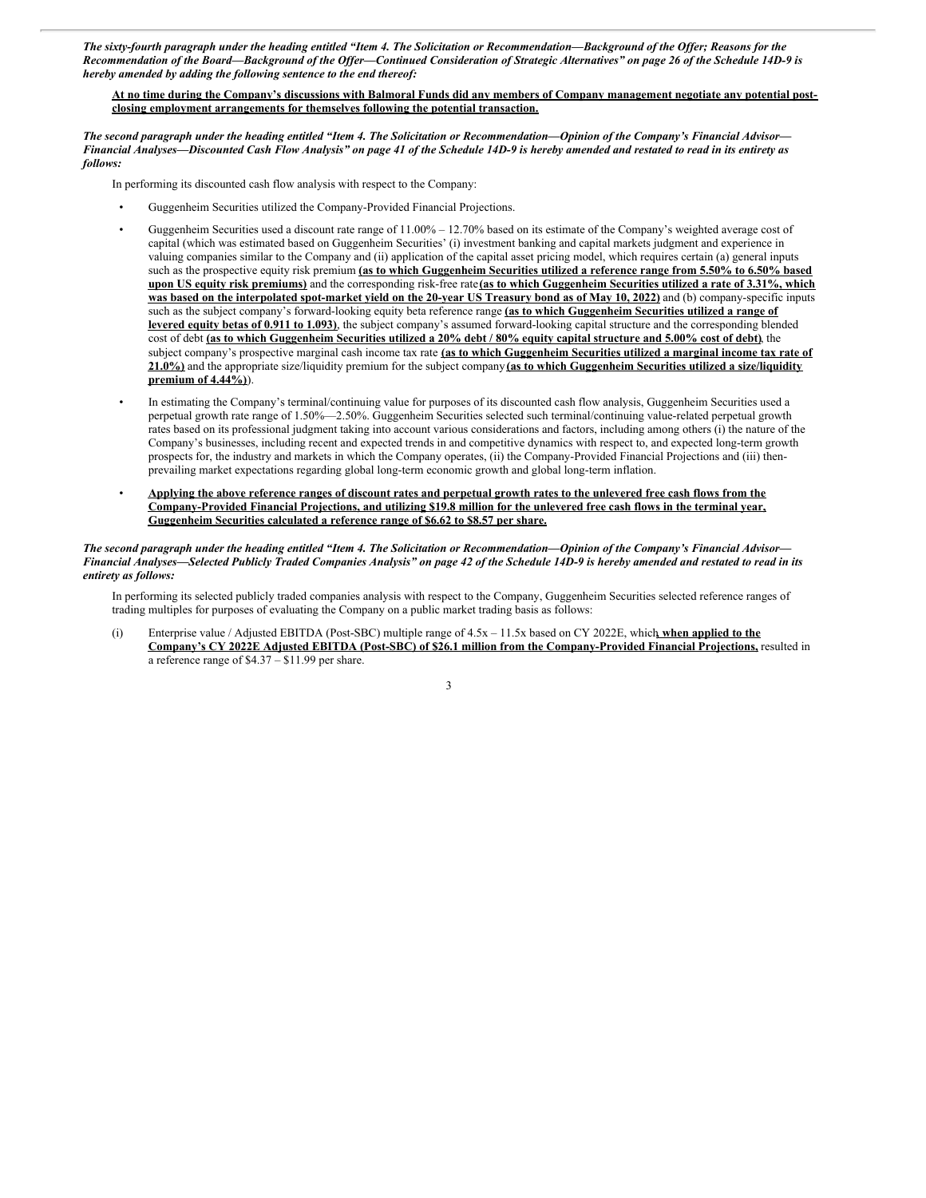*The sixty-fourth paragraph under the heading entitled "Item 4. The Solicitation or Recommendation—Background of the Offer; Reasons for the Recommendation of the Board—Background of the Offer—Continued Consideration of Strategic Alternatives" on page 26 of the Schedule 14D-9 is hereby amended by adding the following sentence to the end thereof:*

**At no time during the Company's discussions with Balmoral Funds did any members of Company management negotiate any potential post-closing employment arrangements for themselves following the potential transaction.**

*The second paragraph under the heading entitled "Item 4. The Solicitation or Recommendation—Opinion of the Company's Financial Advisor—Financial Analyses—Discounted Cash Flow Analysis" on page 41 of the Schedule 14D-9 is hereby amended and restated to read in its entirety as follows:*

In performing its discounted cash flow analysis with respect to the Company:

- Guggenheim Securities utilized the Company-Provided Financial Projections.
- Guggenheim Securities used a discount rate range of 11.00% – 12.70% based on its estimate of the Company's weighted average cost of capital (which was estimated based on Guggenheim Securities' (i) investment banking and capital markets judgment and experience in valuing companies similar to the Company and (ii) application of the capital asset pricing model, which requires certain (a) general inputs such as the prospective equity risk premium **(as to which Guggenheim Securities utilized a reference range from 5.50% to 6.50% based upon US equity risk premiums)** and the corresponding risk-free rate **(as to which Guggenheim Securities utilized a rate of 3.31%, which was based on the interpolated spot-market yield on the 20-year US Treasury bond as of May 10, 2022)** and (b) company-specific inputs such as the subject company's forward-looking equity beta reference range **(as to which Guggenheim Securities utilized a range of levered equity betas of 0.911 to 1.093)**, the subject company's assumed forward-looking capital structure and the corresponding blended cost of debt **(as to which Guggenheim Securities utilized a 20% debt / 80% equity capital structure and 5.00% cost of debt)**, the subject company's prospective marginal cash income tax rate **(as to which Guggenheim Securities utilized a marginal income tax rate of 21.0%)** and the appropriate size/liquidity premium for the subject company **(as to which Guggenheim Securities utilized a size/liquidity premium of 4.44%)**).
- In estimating the Company's terminal/continuing value for purposes of its discounted cash flow analysis, Guggenheim Securities used a perpetual growth rate range of 1.50%—2.50%. Guggenheim Securities selected such terminal/continuing value-related perpetual growth rates based on its professional judgment taking into account various considerations and factors, including among others (i) the nature of the Company's businesses, including recent and expected trends in and competitive dynamics with respect to, and expected long-term growth prospects for, the industry and markets in which the Company operates, (ii) the Company-Provided Financial Projections and (iii) then-prevailing market expectations regarding global long-term economic growth and global long-term inflation.
- **Applying the above reference ranges of discount rates and perpetual growth rates to the unlevered free cash flows from the Company-Provided Financial Projections, and utilizing $19.8 million for the unlevered free cash flows in the terminal year, Guggenheim Securities calculated a reference range of $6.62 to $8.57 per share.**

*The second paragraph under the heading entitled "Item 4. The Solicitation or Recommendation—Opinion of the Company's Financial Advisor—Financial Analyses—Selected Publicly Traded Companies Analysis" on page 42 of the Schedule 14D-9 is hereby amended and restated to read in its entirety as follows:*

In performing its selected publicly traded companies analysis with respect to the Company, Guggenheim Securities selected reference ranges of trading multiples for purposes of evaluating the Company on a public market trading basis as follows:

(i) Enterprise value / Adjusted EBITDA (Post-SBC) multiple range of 4.5x – 11.5x based on CY 2022E, which**, when applied to the Company's CY 2022E Adjusted EBITDA (Post-SBC) of $26.1 million from the Company-Provided Financial Projections,** resulted in a reference range of $4.37 – $11.99 per share.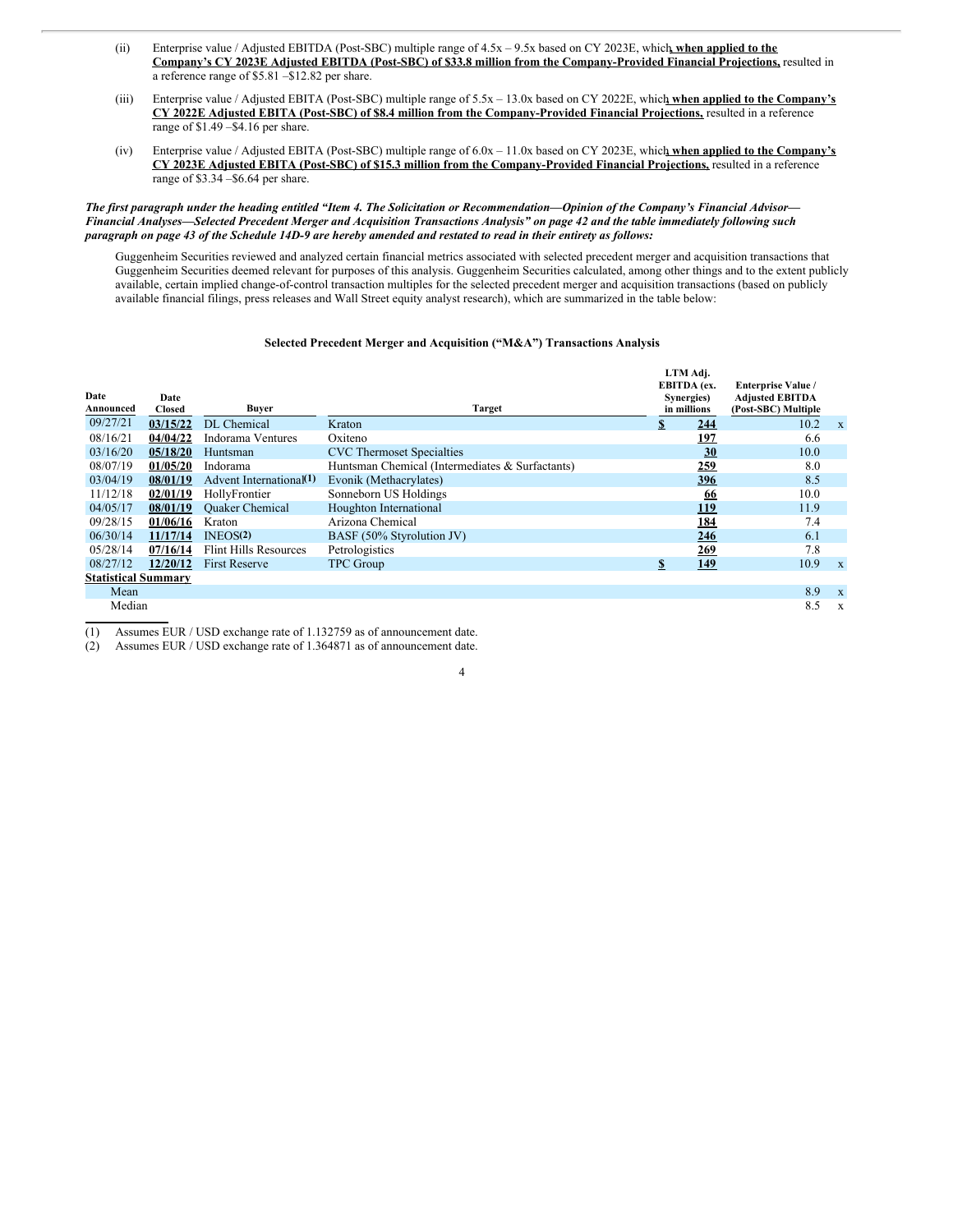(ii) Enterprise value / Adjusted EBITDA (Post-SBC) multiple range of 4.5x – 9.5x based on CY 2023E, which**, when applied to the Company's CY 2023E Adjusted EBITDA (Post-SBC) of $33.8 million from the Company-Provided Financial Projections,** resulted in a reference range of $5.81 –$12.82 per share.

(iii) Enterprise value / Adjusted EBITA (Post-SBC) multiple range of 5.5x – 13.0x based on CY 2022E, which**, when applied to the Company's CY 2022E Adjusted EBITA (Post-SBC) of $8.4 million from the Company-Provided Financial Projections,** resulted in a reference range of $1.49 –$4.16 per share.

(iv) Enterprise value / Adjusted EBITA (Post-SBC) multiple range of 6.0x – 11.0x based on CY 2023E, which**, when applied to the Company's CY 2023E Adjusted EBITA (Post-SBC) of $15.3 million from the Company-Provided Financial Projections,** resulted in a reference range of $3.34 –$6.64 per share.

***The first paragraph under the heading entitled "Item 4. The Solicitation or Recommendation—Opinion of the Company's Financial Advisor—Financial Analyses—Selected Precedent Merger and Acquisition Transactions Analysis" on page 42 and the table immediately following such paragraph on page 43 of the Schedule 14D-9 are hereby amended and restated to read in their entirety as follows:***

Guggenheim Securities reviewed and analyzed certain financial metrics associated with selected precedent merger and acquisition transactions that Guggenheim Securities deemed relevant for purposes of this analysis. Guggenheim Securities calculated, among other things and to the extent publicly available, certain implied change-of-control transaction multiples for the selected precedent merger and acquisition transactions (based on publicly available financial filings, press releases and Wall Street equity analyst research), which are summarized in the table below:

**Selected Precedent Merger and Acquisition ("M&A") Transactions Analysis**

| Date Announced | Date Closed | Buyer | Target | LTM Adj. EBITDA (ex. Synergies) in millions | Enterprise Value / Adjusted EBITDA (Post-SBC) Multiple |
|---|---|---|---|---|---|
| 09/27/21 | **03/15/22** | DL Chemical | Kraton | **$ 244** | 10.2 x |
| 08/16/21 | **04/04/22** | Indorama Ventures | Oxiteno | **197** | 6.6 |
| 03/16/20 | **05/18/20** | Huntsman | CVC Thermoset Specialties | **30** | 10.0 |
| 08/07/19 | **01/05/20** | Indorama | Huntsman Chemical (Intermediates & Surfactants) | **259** | 8.0 |
| 03/04/19 | **08/01/19** | Advent International(1) | Evonik (Methacrylates) | **396** | 8.5 |
| 11/12/18 | **02/01/19** | HollyFrontier | Sonneborn US Holdings | **66** | 10.0 |
| 04/05/17 | **08/01/19** | Quaker Chemical | Houghton International | **119** | 11.9 |
| 09/28/15 | **01/06/16** | Kraton | Arizona Chemical | **184** | 7.4 |
| 06/30/14 | **11/17/14** | INEOS(2) | BASF (50% Styrolution JV) | **246** | 6.1 |
| 05/28/14 | **07/16/14** | Flint Hills Resources | Petrologistics | **269** | 7.8 |
| 08/27/12 | **12/20/12** | First Reserve | TPC Group | **$ 149** | 10.9 x |
| **Statistical Summary** | | | | | |
| Mean | | | | | 8.9 x |
| Median | | | | | 8.5 x |

(1) Assumes EUR / USD exchange rate of 1.132759 as of announcement date.

(2) Assumes EUR / USD exchange rate of 1.364871 as of announcement date.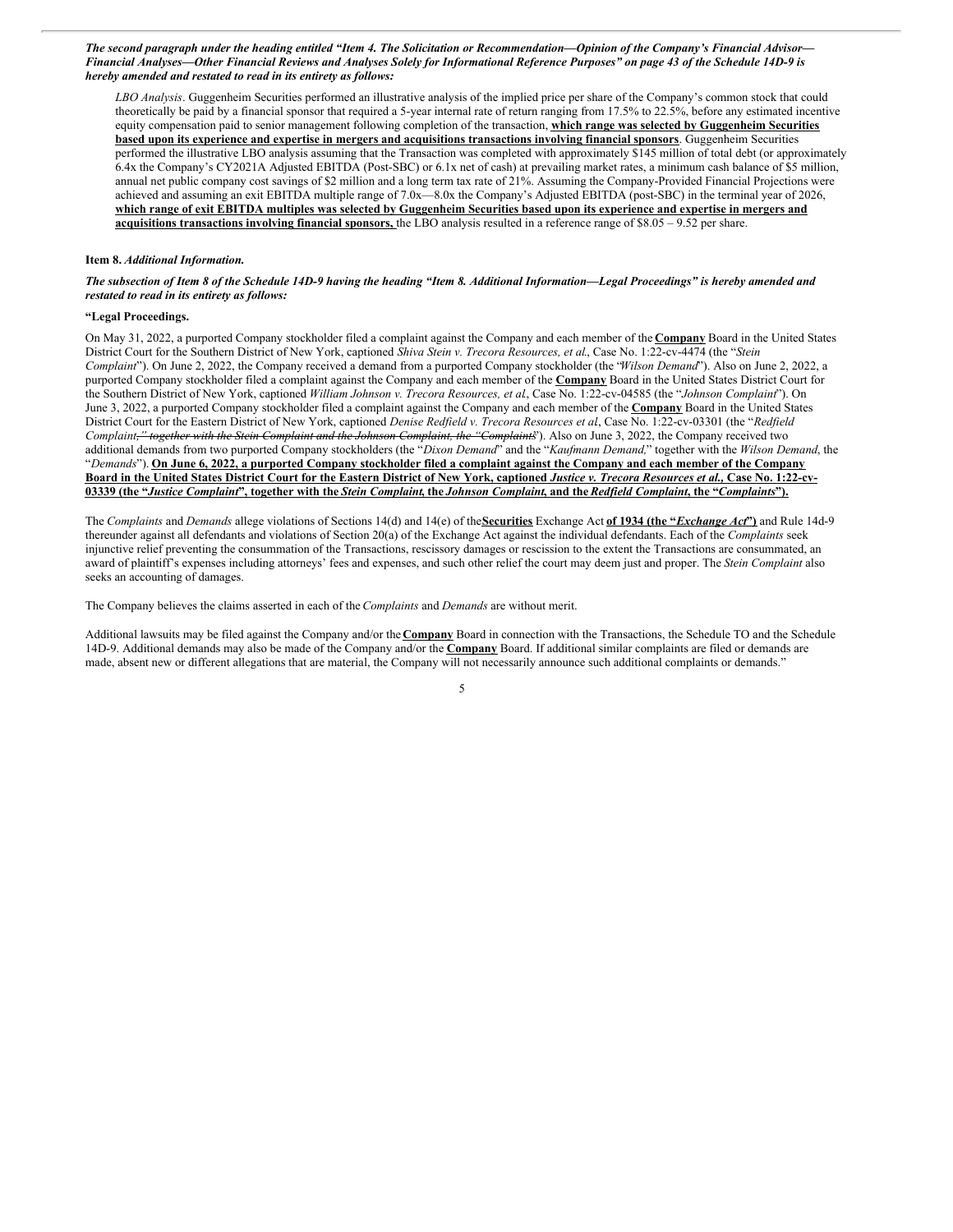***The second paragraph under the heading entitled "Item 4. The Solicitation or Recommendation—Opinion of the Company's Financial Advisor—Financial Analyses—Other Financial Reviews and Analyses Solely for Informational Reference Purposes" on page 43 of the Schedule 14D-9 is hereby amended and restated to read in its entirety as follows:***

*LBO Analysis*. Guggenheim Securities performed an illustrative analysis of the implied price per share of the Company's common stock that could theoretically be paid by a financial sponsor that required a 5-year internal rate of return ranging from 17.5% to 22.5%, before any estimated incentive equity compensation paid to senior management following completion of the transaction, **which range was selected by Guggenheim Securities based upon its experience and expertise in mergers and acquisitions transactions involving financial sponsors**. Guggenheim Securities performed the illustrative LBO analysis assuming that the Transaction was completed with approximately $145 million of total debt (or approximately 6.4x the Company's CY2021A Adjusted EBITDA (Post-SBC) or 6.1x net of cash) at prevailing market rates, a minimum cash balance of $5 million, annual net public company cost savings of $2 million and a long term tax rate of 21%. Assuming the Company-Provided Financial Projections were achieved and assuming an exit EBITDA multiple range of 7.0x—8.0x the Company's Adjusted EBITDA (post-SBC) in the terminal year of 2026, **which range of exit EBITDA multiples was selected by Guggenheim Securities based upon its experience and expertise in mergers and acquisitions transactions involving financial sponsors,** the LBO analysis resulted in a reference range of $8.05 – 9.52 per share.

**Item 8.** *Additional Information.*

***The subsection of Item 8 of the Schedule 14D-9 having the heading "Item 8. Additional Information—Legal Proceedings" is hereby amended and restated to read in its entirety as follows:***

**"Legal Proceedings.**

On May 31, 2022, a purported Company stockholder filed a complaint against the Company and each member of the **Company** Board in the United States District Court for the Southern District of New York, captioned *Shiva Stein v. Trecora Resources, et al.*, Case No. 1:22-cv-4474 (the "*Stein Complaint*"). On June 2, 2022, the Company received a demand from a purported Company stockholder (the "*Wilson Demand*"). Also on June 2, 2022, a purported Company stockholder filed a complaint against the Company and each member of the **Company** Board in the United States District Court for the Southern District of New York, captioned *William Johnson v. Trecora Resources, et al.*, Case No. 1:22-cv-04585 (the "*Johnson Complaint*"). On June 3, 2022, a purported Company stockholder filed a complaint against the Company and each member of the **Company** Board in the United States District Court for the Eastern District of New York, captioned *Denise Redfield v. Trecora Resources et al*, Case No. 1:22-cv-03301 (the "*Redfield Complaint*~~," together with the Stein Complaint and the Johnson Complaint, the "Complaints~~"). Also on June 3, 2022, the Company received two additional demands from two purported Company stockholders (the "*Dixon Demand*" and the "*Kaufmann Demand,*" together with the *Wilson Demand*, the "*Demands*"). **On June 6, 2022, a purported Company stockholder filed a complaint against the Company and each member of the Company Board in the United States District Court for the Eastern District of New York, captioned *Justice v. Trecora Resources et al.*, Case No. 1:22-cv-03339 (the "*Justice Complaint*", together with the *Stein Complaint*, the *Johnson Complaint*, and the *Redfield Complaint*, the "*Complaints*").**

The *Complaints* and *Demands* allege violations of Sections 14(d) and 14(e) of the **Securities** Exchange Act **of 1934 (the "*Exchange Act*")** and Rule 14d-9 thereunder against all defendants and violations of Section 20(a) of the Exchange Act against the individual defendants. Each of the *Complaints* seek injunctive relief preventing the consummation of the Transactions, rescissory damages or rescission to the extent the Transactions are consummated, an award of plaintiff's expenses including attorneys' fees and expenses, and such other relief the court may deem just and proper. The *Stein Complaint* also seeks an accounting of damages.

The Company believes the claims asserted in each of the *Complaints* and *Demands* are without merit.

Additional lawsuits may be filed against the Company and/or the **Company** Board in connection with the Transactions, the Schedule TO and the Schedule 14D-9. Additional demands may also be made of the Company and/or the **Company** Board. If additional similar complaints are filed or demands are made, absent new or different allegations that are material, the Company will not necessarily announce such additional complaints or demands."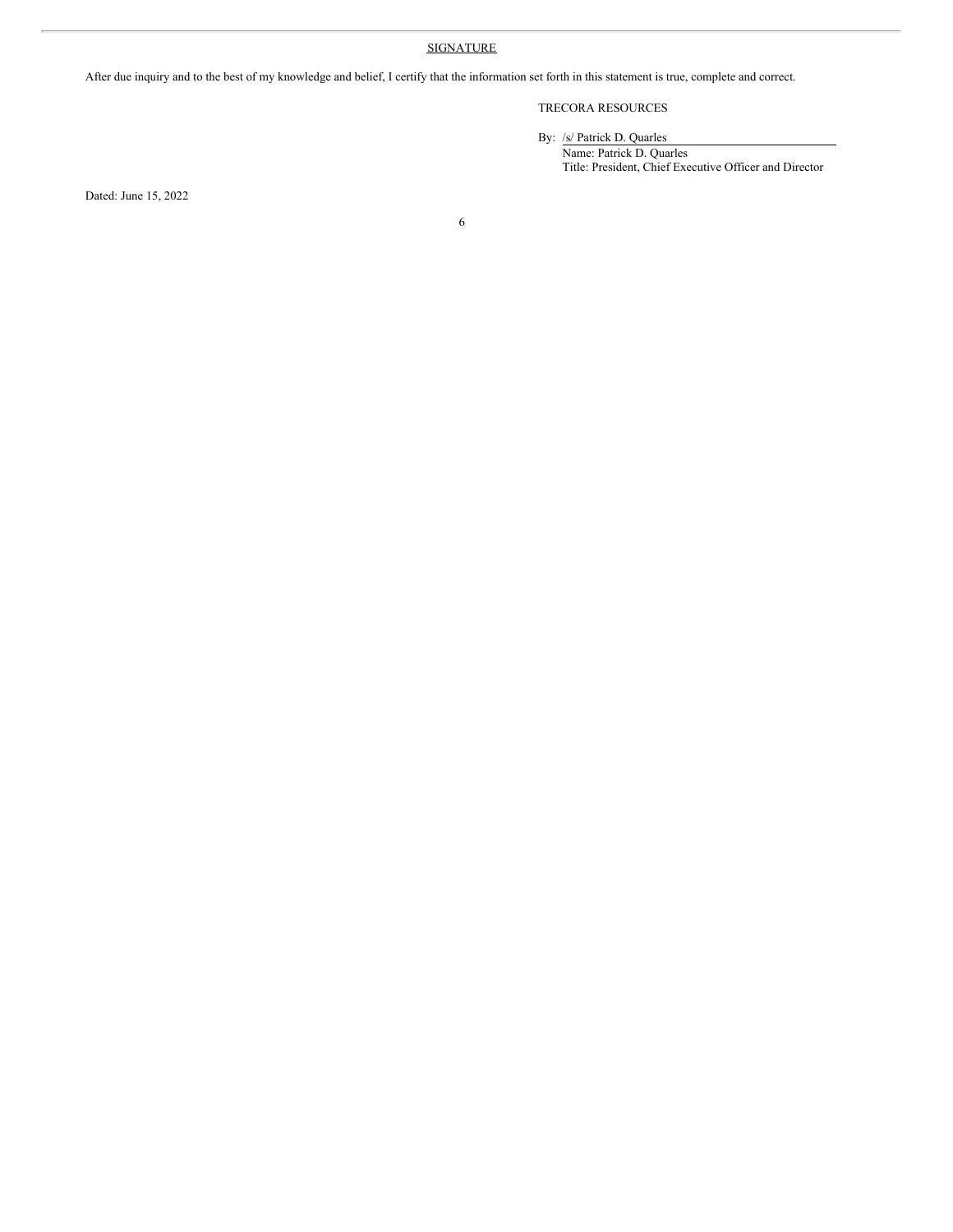SIGNATURE

After due inquiry and to the best of my knowledge and belief, I certify that the information set forth in this statement is true, complete and correct.

TRECORA RESOURCES

By: /s/ Patrick D. Quarles
Name: Patrick D. Quarles
Title: President, Chief Executive Officer and Director

Dated: June 15, 2022